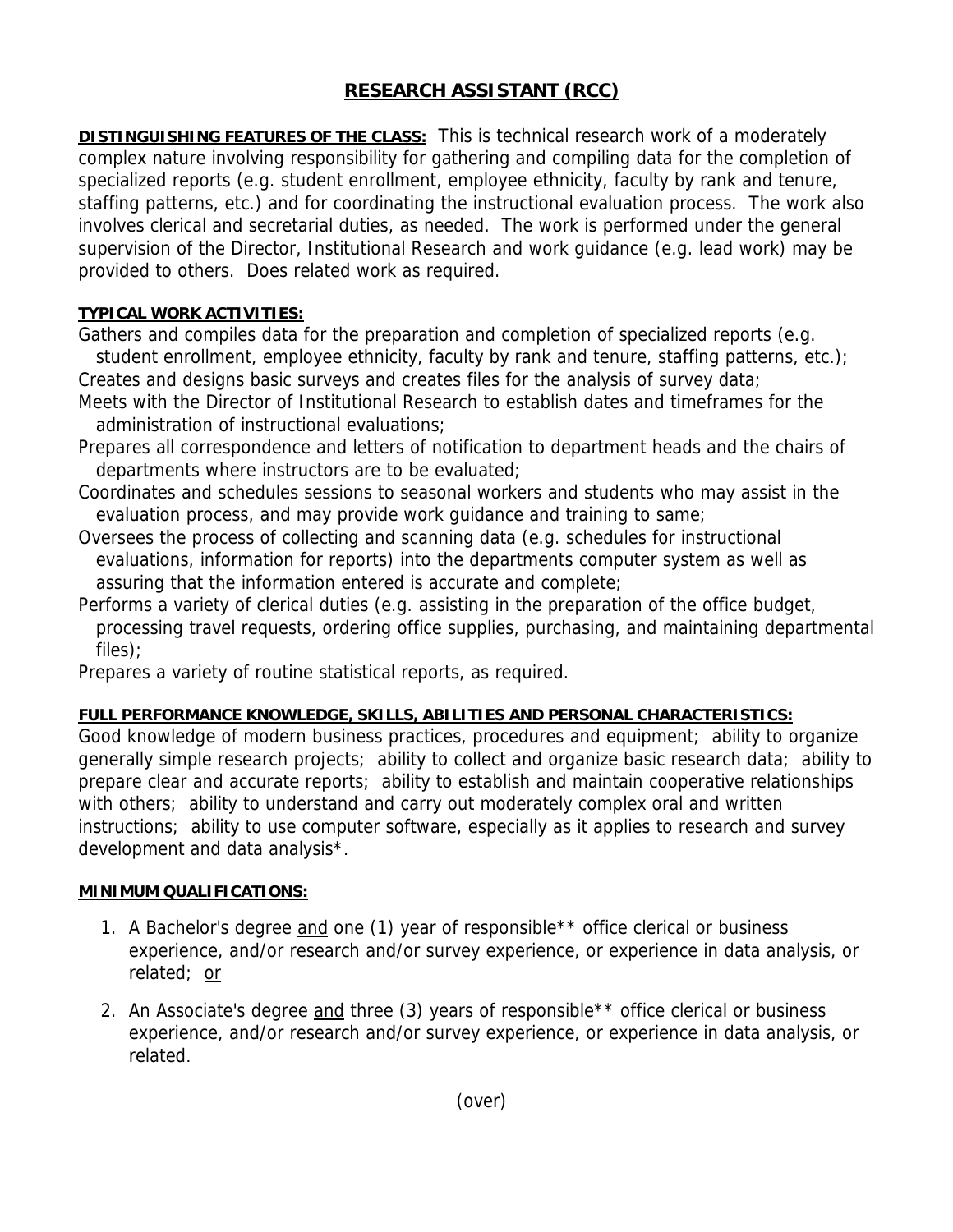# RESEARCH ASSISTANT (RCC)

**DISTINGUISHING FEATURES OF THE CLASS:** This is technical research work of a moderately complex nature involving responsibility for gathering and compiling data for the completion of specialized reports (e.g. student enrollment, employee ethnicity, faculty by rank and tenure, staffing patterns, etc.) and for coordinating the instructional evaluation process. The work also involves clerical and secretarial duties, as needed. The work is performed under the general supervision of the Director, Institutional Research and work guidance (e.g. lead work) may be provided to others. Does related work as required.

**TYPICAL WORK ACTIVITIES:**

Gathers and compiles data for the preparation and completion of specialized reports (e.g. student enrollment, employee ethnicity, faculty by rank and tenure, staffing patterns, etc.);
Creates and designs basic surveys and creates files for the analysis of survey data;
Meets with the Director of Institutional Research to establish dates and timeframes for the administration of instructional evaluations;
Prepares all correspondence and letters of notification to department heads and the chairs of departments where instructors are to be evaluated;
Coordinates and schedules sessions to seasonal workers and students who may assist in the evaluation process, and may provide work guidance and training to same;
Oversees the process of collecting and scanning data (e.g. schedules for instructional evaluations, information for reports) into the departments computer system as well as assuring that the information entered is accurate and complete;
Performs a variety of clerical duties (e.g. assisting in the preparation of the office budget, processing travel requests, ordering office supplies, purchasing, and maintaining departmental files);
Prepares a variety of routine statistical reports, as required.

**FULL PERFORMANCE KNOWLEDGE, SKILLS, ABILITIES AND PERSONAL CHARACTERISTICS:**
Good knowledge of modern business practices, procedures and equipment; ability to organize generally simple research projects; ability to collect and organize basic research data; ability to prepare clear and accurate reports; ability to establish and maintain cooperative relationships with others; ability to understand and carry out moderately complex oral and written instructions; ability to use computer software, especially as it applies to research and survey development and data analysis*.

**MINIMUM QUALIFICATIONS:**

1. A Bachelor's degree and one (1) year of responsible** office clerical or business experience, and/or research and/or survey experience, or experience in data analysis, or related; or

2. An Associate's degree and three (3) years of responsible** office clerical or business experience, and/or research and/or survey experience, or experience in data analysis, or related.

(over)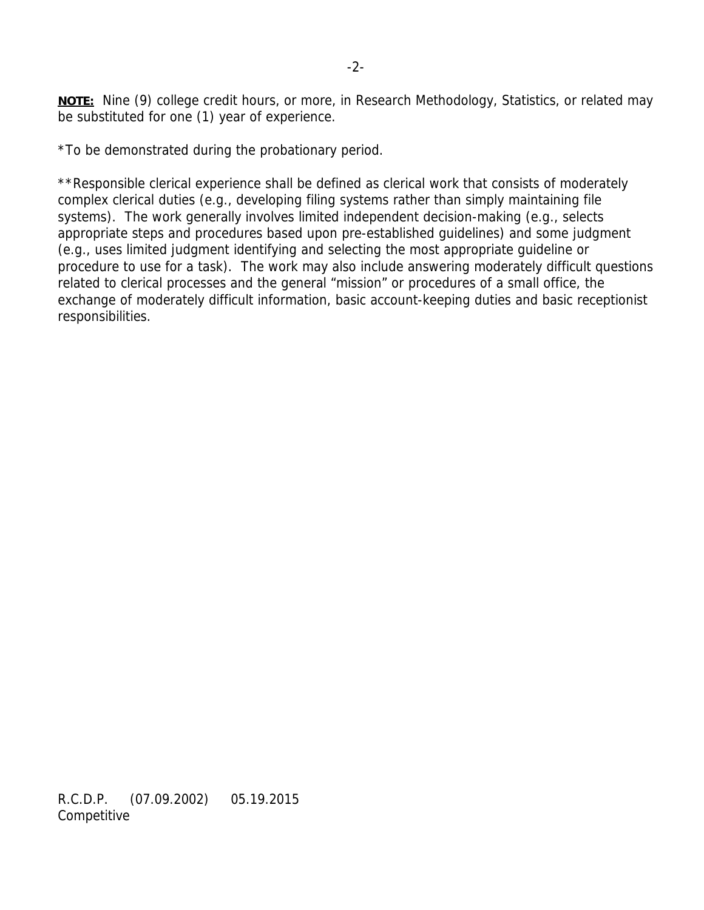**NOTE:** Nine (9) college credit hours, or more, in Research Methodology, Statistics, or related may be substituted for one (1) year of experience.

*To be demonstrated during the probationary period.

**Responsible clerical experience shall be defined as clerical work that consists of moderately complex clerical duties (e.g., developing filing systems rather than simply maintaining file systems). The work generally involves limited independent decision-making (e.g., selects appropriate steps and procedures based upon pre-established guidelines) and some judgment (e.g., uses limited judgment identifying and selecting the most appropriate guideline or procedure to use for a task). The work may also include answering moderately difficult questions related to clerical processes and the general "mission" or procedures of a small office, the exchange of moderately difficult information, basic account-keeping duties and basic receptionist responsibilities.

R.C.D.P. (07.09.2002) 05.19.2015
Competitive